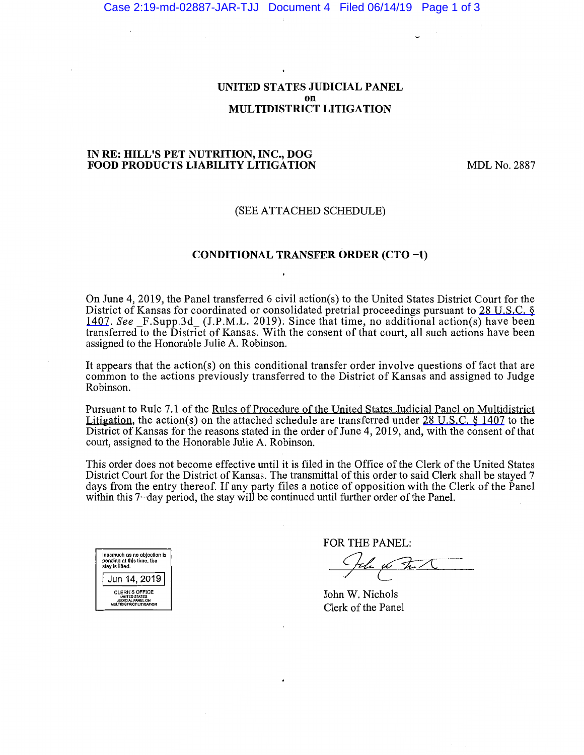# UNITED STATES JUDICIAL PANEL
# on
# MULTIDISTRICT LITIGATION

**IN RE: HILL'S PET NUTRITION, INC., DOG FOOD PRODUCTS LIABILITY LITIGATION** MDL No. 2887

(SEE ATTACHED SCHEDULE)

## CONDITIONAL TRANSFER ORDER (CTO −1)

On June 4, 2019, the Panel transferred 6 civil action(s) to the United States District Court for the District of Kansas for coordinated or consolidated pretrial proceedings pursuant to 28 U.S.C. § 1407. *See* _F.Supp.3d_ (J.P.M.L. 2019). Since that time, no additional action(s) have been transferred to the District of Kansas. With the consent of that court, all such actions have been assigned to the Honorable Julie A. Robinson.

It appears that the action(s) on this conditional transfer order involve questions of fact that are common to the actions previously transferred to the District of Kansas and assigned to Judge Robinson.

Pursuant to Rule 7.1 of the Rules of Procedure of the United States Judicial Panel on Multidistrict Litigation, the action(s) on the attached schedule are transferred under 28 U.S.C. § 1407 to the District of Kansas for the reasons stated in the order of June 4, 2019, and, with the consent of that court, assigned to the Honorable Julie A. Robinson.

This order does not become effective until it is filed in the Office of the Clerk of the United States District Court for the District of Kansas. The transmittal of this order to said Clerk shall be stayed 7 days from the entry thereof. If any party files a notice of opposition with the Clerk of the Panel within this 7–day period, the stay will be continued until further order of the Panel.

Inasmuch as no objection is pending at this time, the stay is lifted.

Jun 14, 2019

CLERK'S OFFICE
UNITED STATES
JUDICIAL PANEL ON
MULTIDISTRICT LITIGATION

FOR THE PANEL:

John W. Nichols
Clerk of the Panel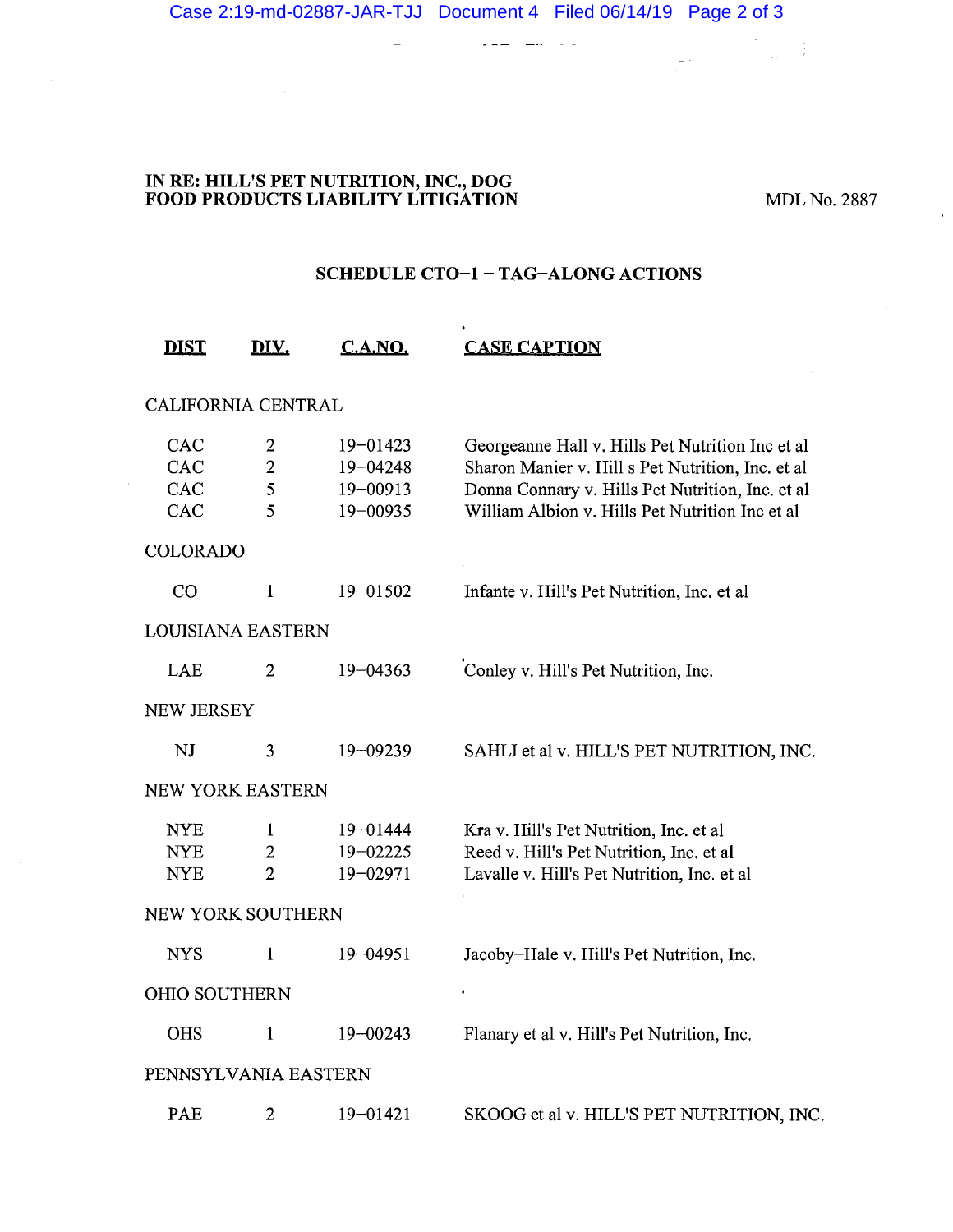**IN RE: HILL'S PET NUTRITION, INC., DOG FOOD PRODUCTS LIABILITY LITIGATION**

MDL No. 2887

## SCHEDULE CTO–1 – TAG–ALONG ACTIONS

| DIST | DIV. | C.A.NO. | CASE CAPTION |
|---|---|---|---|
| CALIFORNIA CENTRAL | | | |
| CAC | 2 | 19–01423 | Georgeanne Hall v. Hills Pet Nutrition Inc et al |
| CAC | 2 | 19–04248 | Sharon Manier v. Hill s Pet Nutrition, Inc. et al |
| CAC | 5 | 19–00913 | Donna Connary v. Hills Pet Nutrition, Inc. et al |
| CAC | 5 | 19–00935 | William Albion v. Hills Pet Nutrition Inc et al |
| COLORADO | | | |
| CO | 1 | 19–01502 | Infante v. Hill's Pet Nutrition, Inc. et al |
| LOUISIANA EASTERN | | | |
| LAE | 2 | 19–04363 | Conley v. Hill's Pet Nutrition, Inc. |
| NEW JERSEY | | | |
| NJ | 3 | 19–09239 | SAHLI et al v. HILL'S PET NUTRITION, INC. |
| NEW YORK EASTERN | | | |
| NYE | 1 | 19–01444 | Kra v. Hill's Pet Nutrition, Inc. et al |
| NYE | 2 | 19–02225 | Reed v. Hill's Pet Nutrition, Inc. et al |
| NYE | 2 | 19–02971 | Lavalle v. Hill's Pet Nutrition, Inc. et al |
| NEW YORK SOUTHERN | | | |
| NYS | 1 | 19–04951 | Jacoby–Hale v. Hill's Pet Nutrition, Inc. |
| OHIO SOUTHERN | | | |
| OHS | 1 | 19–00243 | Flanary et al v. Hill's Pet Nutrition, Inc. |
| PENNSYLVANIA EASTERN | | | |
| PAE | 2 | 19–01421 | SKOOG et al v. HILL'S PET NUTRITION, INC. |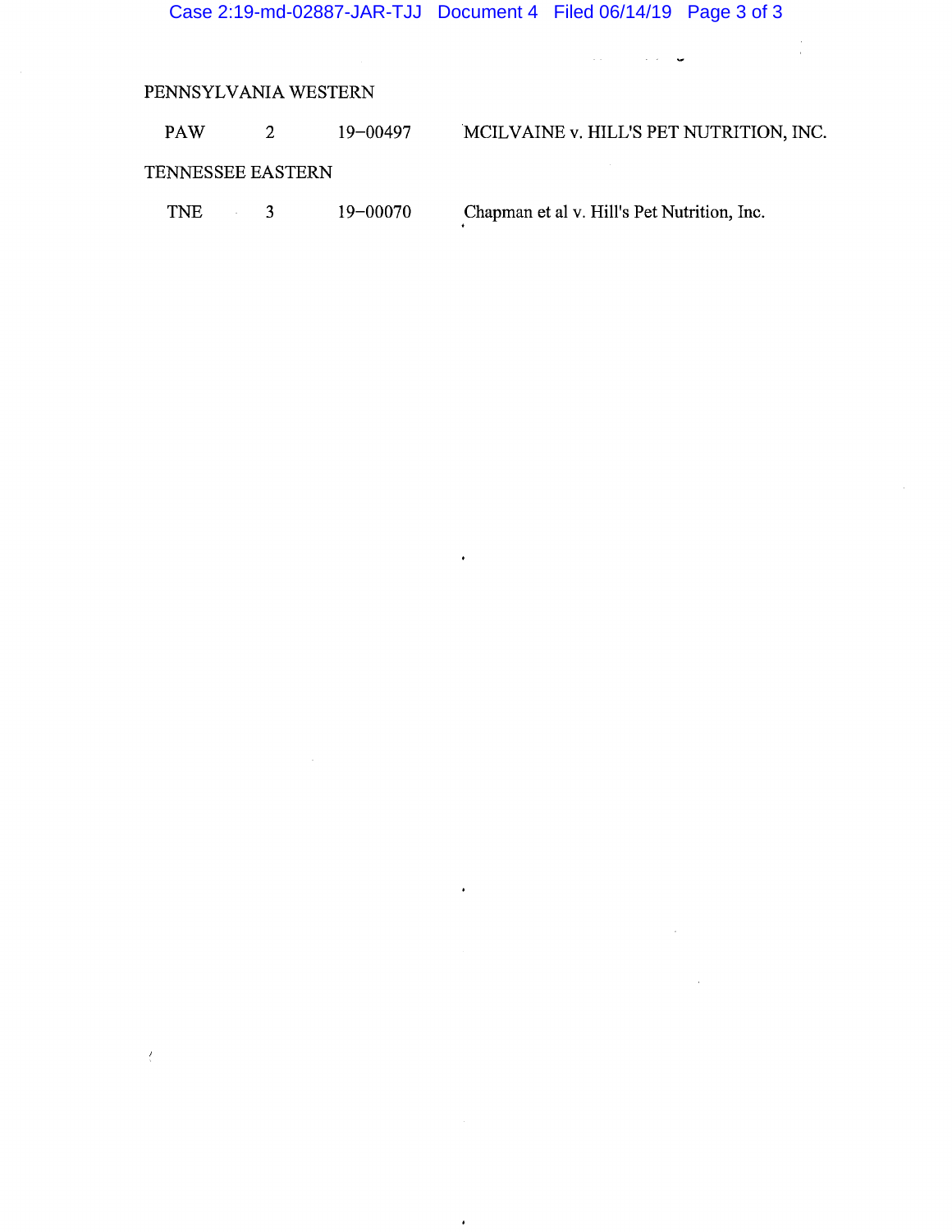PENNSYLVANIA WESTERN

| | | | |
|---|---|---|---|
| PAW | 2 | 19–00497 | MCILVAINE v. HILL'S PET NUTRITION, INC. |

TENNESSEE EASTERN

| | | | |
|---|---|---|---|
| TNE | 3 | 19–00070 | Chapman et al v. Hill's Pet Nutrition, Inc. |